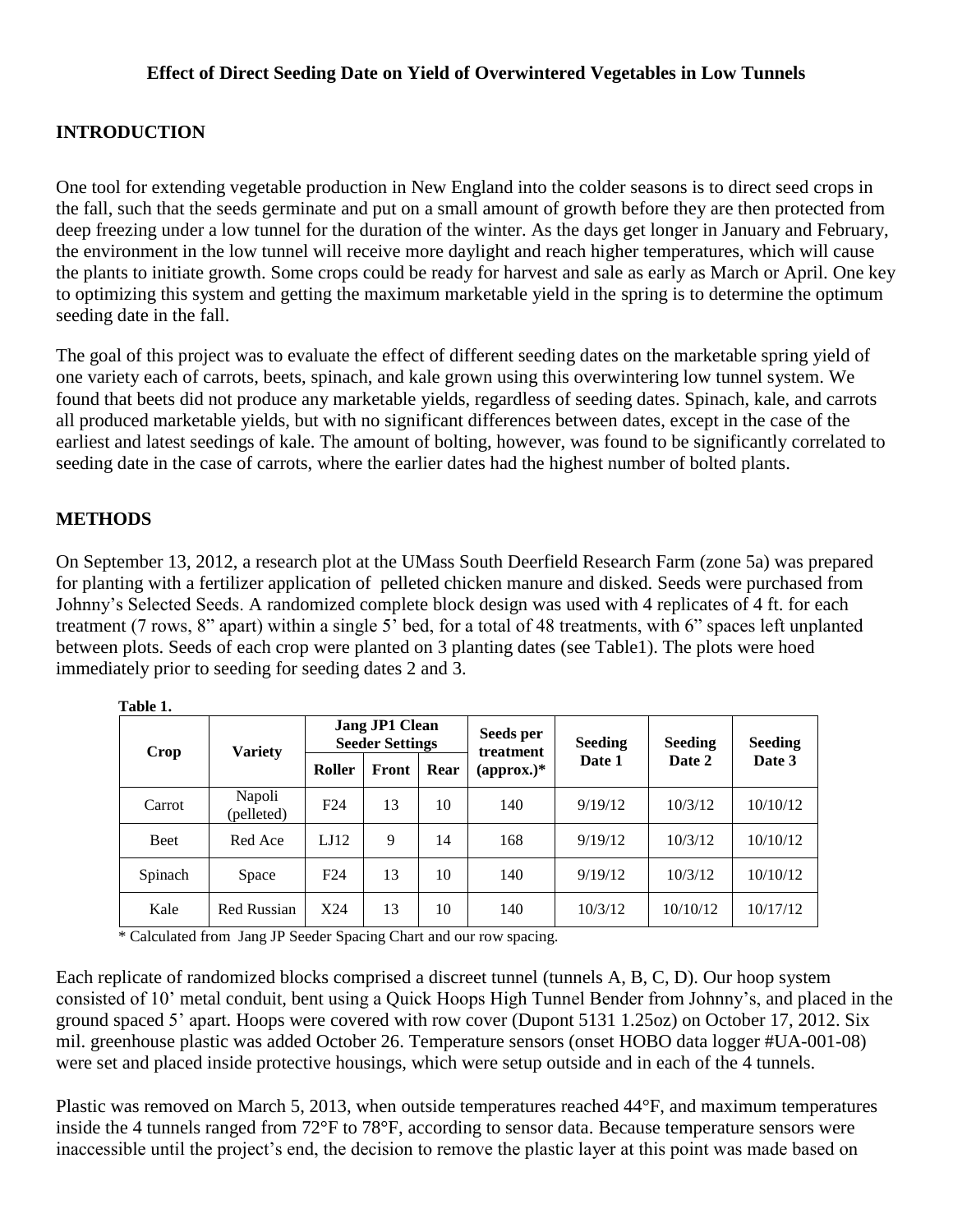# Effect of Direct Seeding Date on Yield of Overwintered Vegetables in Low Tunnels

## INTRODUCTION

One tool for extending vegetable production in New England into the colder seasons is to direct seed crops in the fall, such that the seeds germinate and put on a small amount of growth before they are then protected from deep freezing under a low tunnel for the duration of the winter. As the days get longer in January and February, the environment in the low tunnel will receive more daylight and reach higher temperatures, which will cause the plants to initiate growth. Some crops could be ready for harvest and sale as early as March or April. One key to optimizing this system and getting the maximum marketable yield in the spring is to determine the optimum seeding date in the fall.

The goal of this project was to evaluate the effect of different seeding dates on the marketable spring yield of one variety each of carrots, beets, spinach, and kale grown using this overwintering low tunnel system. We found that beets did not produce any marketable yields, regardless of seeding dates. Spinach, kale, and carrots all produced marketable yields, but with no significant differences between dates, except in the case of the earliest and latest seedings of kale. The amount of bolting, however, was found to be significantly correlated to seeding date in the case of carrots, where the earlier dates had the highest number of bolted plants.

## METHODS

On September 13, 2012, a research plot at the UMass South Deerfield Research Farm (zone 5a) was prepared for planting with a fertilizer application of pelleted chicken manure and disked. Seeds were purchased from Johnny's Selected Seeds. A randomized complete block design was used with 4 replicates of 4 ft. for each treatment (7 rows, 8" apart) within a single 5' bed, for a total of 48 treatments, with 6" spaces left unplanted between plots. Seeds of each crop were planted on 3 planting dates (see Table1). The plots were hoed immediately prior to seeding for seeding dates 2 and 3.

**Table 1.**

| Crop | Variety | Jang JP1 Clean Seeder Settings | | | Seeds per treatment (approx.)* | Seeding Date 1 | Seeding Date 2 | Seeding Date 3 |
|---|---|---|---|---|---|---|---|---|
| | | Roller | Front | Rear | | | | |
| Carrot | Napoli (pelleted) | F24 | 13 | 10 | 140 | 9/19/12 | 10/3/12 | 10/10/12 |
| Beet | Red Ace | LJ12 | 9 | 14 | 168 | 9/19/12 | 10/3/12 | 10/10/12 |
| Spinach | Space | F24 | 13 | 10 | 140 | 9/19/12 | 10/3/12 | 10/10/12 |
| Kale | Red Russian | X24 | 13 | 10 | 140 | 10/3/12 | 10/10/12 | 10/17/12 |

\* Calculated from Jang JP Seeder Spacing Chart and our row spacing.

Each replicate of randomized blocks comprised a discreet tunnel (tunnels A, B, C, D). Our hoop system consisted of 10' metal conduit, bent using a Quick Hoops High Tunnel Bender from Johnny's, and placed in the ground spaced 5' apart. Hoops were covered with row cover (Dupont 5131 1.25oz) on October 17, 2012. Six mil. greenhouse plastic was added October 26. Temperature sensors (onset HOBO data logger #UA-001-08) were set and placed inside protective housings, which were setup outside and in each of the 4 tunnels.

Plastic was removed on March 5, 2013, when outside temperatures reached 44°F, and maximum temperatures inside the 4 tunnels ranged from 72°F to 78°F, according to sensor data. Because temperature sensors were inaccessible until the project's end, the decision to remove the plastic layer at this point was made based on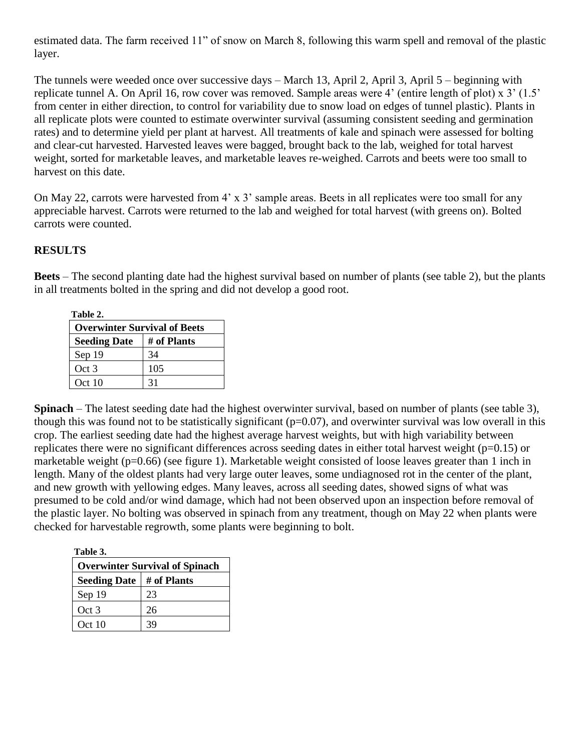estimated data. The farm received 11” of snow on March 8, following this warm spell and removal of the plastic layer.

The tunnels were weeded once over successive days – March 13, April 2, April 3, April 5 – beginning with replicate tunnel A. On April 16, row cover was removed. Sample areas were 4’ (entire length of plot) x 3’ (1.5’ from center in either direction, to control for variability due to snow load on edges of tunnel plastic). Plants in all replicate plots were counted to estimate overwinter survival (assuming consistent seeding and germination rates) and to determine yield per plant at harvest. All treatments of kale and spinach were assessed for bolting and clear-cut harvested. Harvested leaves were bagged, brought back to the lab, weighed for total harvest weight, sorted for marketable leaves, and marketable leaves re-weighed. Carrots and beets were too small to harvest on this date.

On May 22, carrots were harvested from 4’ x 3’ sample areas. Beets in all replicates were too small for any appreciable harvest. Carrots were returned to the lab and weighed for total harvest (with greens on). Bolted carrots were counted.

## RESULTS

**Beets** – The second planting date had the highest survival based on number of plants (see table 2), but the plants in all treatments bolted in the spring and did not develop a good root.

**Table 2.**

| Overwinter Survival of Beets | |
|---|---|
| **Seeding Date** | **# of Plants** |
| Sep 19 | 34 |
| Oct 3 | 105 |
| Oct 10 | 31 |

**Spinach** – The latest seeding date had the highest overwinter survival, based on number of plants (see table 3), though this was found not to be statistically significant ($p=0.07$), and overwinter survival was low overall in this crop. The earliest seeding date had the highest average harvest weights, but with high variability between replicates there were no significant differences across seeding dates in either total harvest weight ($p=0.15$) or marketable weight ($p=0.66$) (see figure 1). Marketable weight consisted of loose leaves greater than 1 inch in length. Many of the oldest plants had very large outer leaves, some undiagnosed rot in the center of the plant, and new growth with yellowing edges. Many leaves, across all seeding dates, showed signs of what was presumed to be cold and/or wind damage, which had not been observed upon an inspection before removal of the plastic layer. No bolting was observed in spinach from any treatment, though on May 22 when plants were checked for harvestable regrowth, some plants were beginning to bolt.

**Table 3.**

| Overwinter Survival of Spinach | |
|---|---|
| **Seeding Date** | **# of Plants** |
| Sep 19 | 23 |
| Oct 3 | 26 |
| Oct 10 | 39 |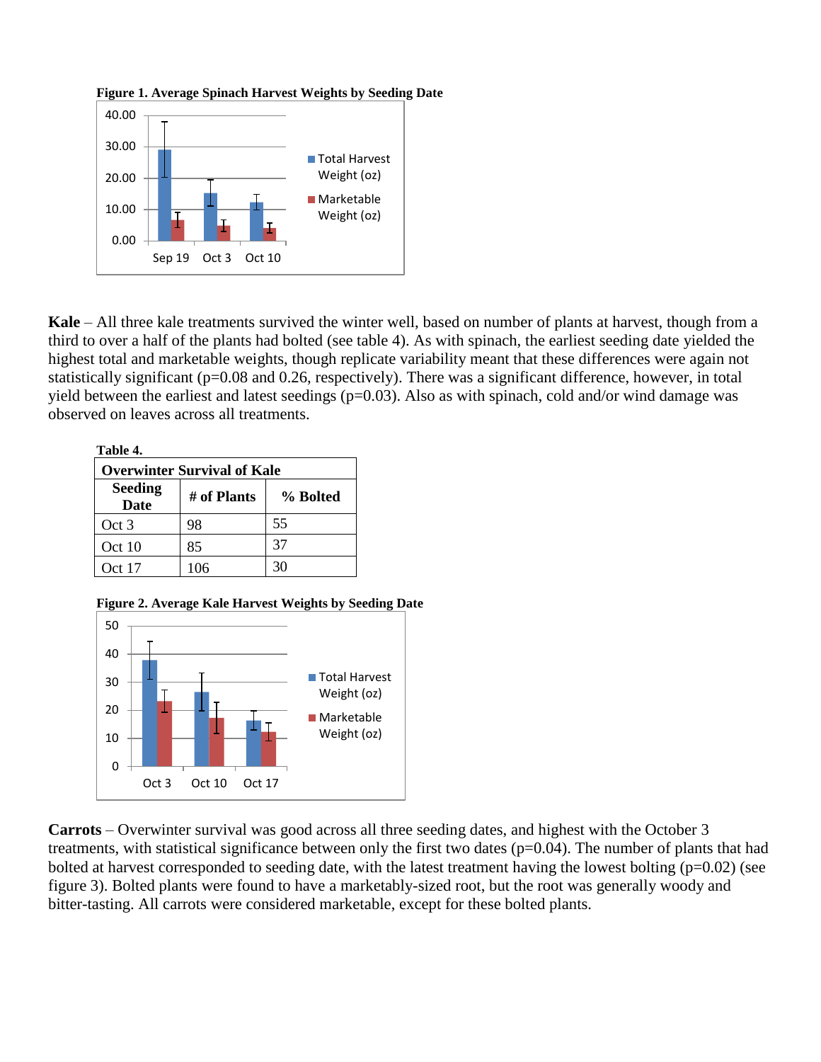**Figure 1. Average Spinach Harvest Weights by Seeding Date**

**Kale** – All three kale treatments survived the winter well, based on number of plants at harvest, though from a third to over a half of the plants had bolted (see table 4). As with spinach, the earliest seeding date yielded the highest total and marketable weights, though replicate variability meant that these differences were again not statistically significant (p=0.08 and 0.26, respectively). There was a significant difference, however, in total yield between the earliest and latest seedings (p=0.03). Also as with spinach, cold and/or wind damage was observed on leaves across all treatments.

**Table 4.**

| Overwinter Survival of Kale | | |
|---|---|---|
| **Seeding Date** | **# of Plants** | **% Bolted** |
| Oct 3 | 98 | 55 |
| Oct 10 | 85 | 37 |
| Oct 17 | 106 | 30 |

**Figure 2. Average Kale Harvest Weights by Seeding Date**

**Carrots** – Overwinter survival was good across all three seeding dates, and highest with the October 3 treatments, with statistical significance between only the first two dates (p=0.04). The number of plants that had bolted at harvest corresponded to seeding date, with the latest treatment having the lowest bolting (p=0.02) (see figure 3). Bolted plants were found to have a marketably-sized root, but the root was generally woody and bitter-tasting. All carrots were considered marketable, except for these bolted plants.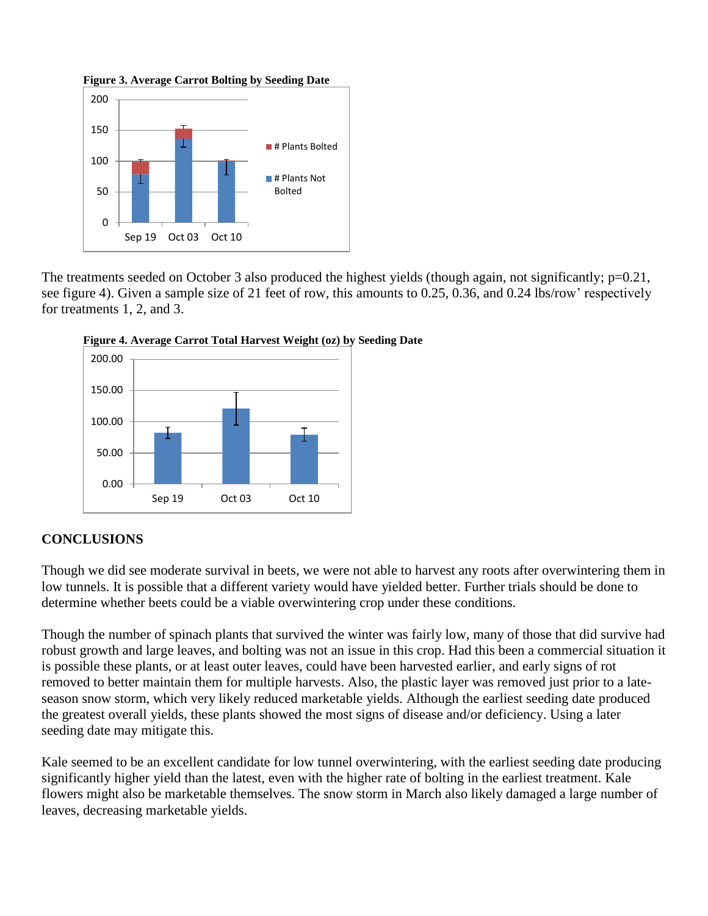**Figure 3. Average Carrot Bolting by Seeding Date**

The treatments seeded on October 3 also produced the highest yields (though again, not significantly; p=0.21, see figure 4). Given a sample size of 21 feet of row, this amounts to 0.25, 0.36, and 0.24 lbs/row' respectively for treatments 1, 2, and 3.

**Figure 4. Average Carrot Total Harvest Weight (oz) by Seeding Date**

## CONCLUSIONS

Though we did see moderate survival in beets, we were not able to harvest any roots after overwintering them in low tunnels. It is possible that a different variety would have yielded better. Further trials should be done to determine whether beets could be a viable overwintering crop under these conditions.

Though the number of spinach plants that survived the winter was fairly low, many of those that did survive had robust growth and large leaves, and bolting was not an issue in this crop. Had this been a commercial situation it is possible these plants, or at least outer leaves, could have been harvested earlier, and early signs of rot removed to better maintain them for multiple harvests. Also, the plastic layer was removed just prior to a late-season snow storm, which very likely reduced marketable yields. Although the earliest seeding date produced the greatest overall yields, these plants showed the most signs of disease and/or deficiency. Using a later seeding date may mitigate this.

Kale seemed to be an excellent candidate for low tunnel overwintering, with the earliest seeding date producing significantly higher yield than the latest, even with the higher rate of bolting in the earliest treatment. Kale flowers might also be marketable themselves. The snow storm in March also likely damaged a large number of leaves, decreasing marketable yields.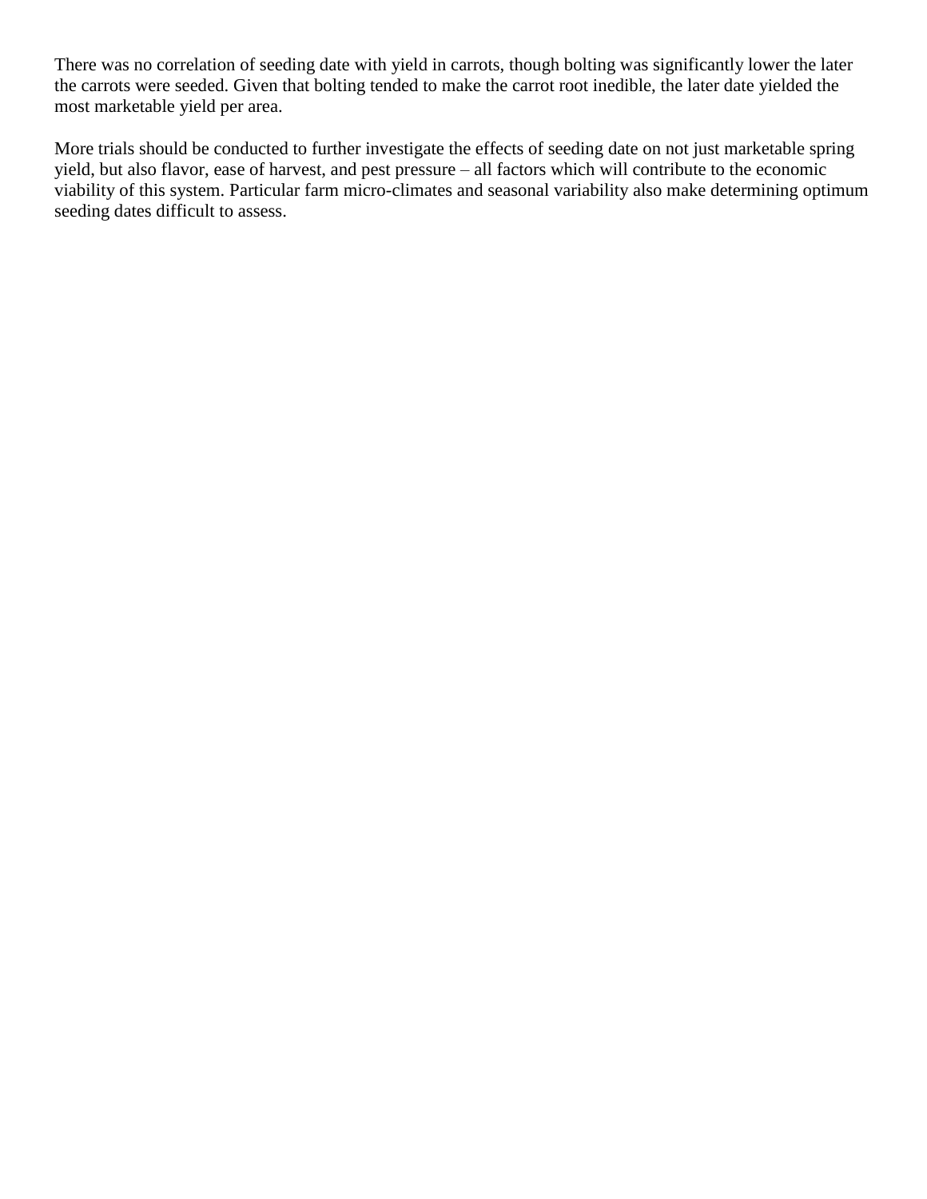There was no correlation of seeding date with yield in carrots, though bolting was significantly lower the later the carrots were seeded. Given that bolting tended to make the carrot root inedible, the later date yielded the most marketable yield per area.

More trials should be conducted to further investigate the effects of seeding date on not just marketable spring yield, but also flavor, ease of harvest, and pest pressure – all factors which will contribute to the economic viability of this system. Particular farm micro-climates and seasonal variability also make determining optimum seeding dates difficult to assess.